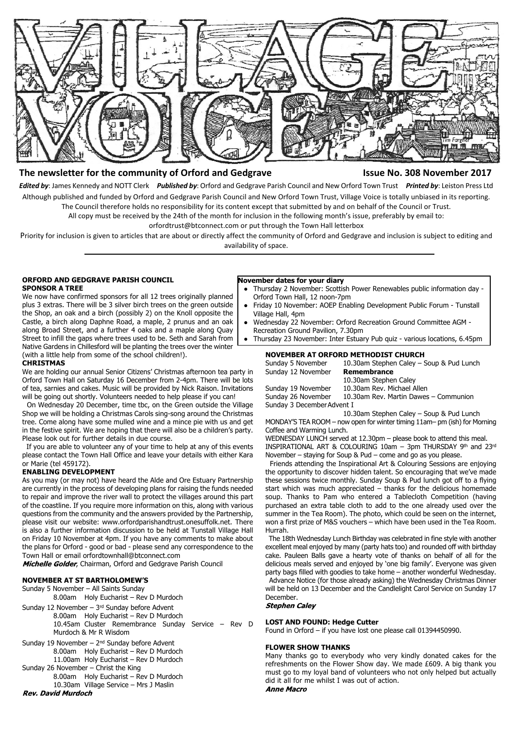# VILLAGE VOICE

## The newsletter for the community of Orford and Gedgrave — Issue No. 308 November 2017

***Edited by***: James Kennedy and NOTT Clerk ***Published by***: Orford and Gedgrave Parish Council and New Orford Town Trust ***Printed by***: Leiston Press Ltd

Although published and funded by Orford and Gedgrave Parish Council and New Orford Town Trust, Village Voice is totally unbiased in its reporting. The Council therefore holds no responsibility for its content except that submitted by and on behalf of the Council or Trust.

All copy must be received by the 24th of the month for inclusion in the following month's issue, preferably by email to: orfordtrust@btconnect.com or put through the Town Hall letterbox

Priority for inclusion is given to articles that are about or directly affect the community of Orford and Gedgrave and inclusion is subject to editing and availability of space.

---

### ORFORD AND GEDGRAVE PARISH COUNCIL

**SPONSOR A TREE**

We now have confirmed sponsors for all 12 trees originally planned plus 3 extras. There will be 3 silver birch trees on the green outside the Shop, an oak and a birch (possibly 2) on the Knoll opposite the Castle, a birch along Daphne Road, a maple, 2 prunus and an oak along Broad Street, and a further 4 oaks and a maple along Quay Street to infill the gaps where trees used to be. Seth and Sarah from Native Gardens in Chillesford will be planting the trees over the winter (with a little help from some of the school children!).

**CHRISTMAS**

We are holding our annual Senior Citizens' Christmas afternoon tea party in Orford Town Hall on Saturday 16 December from 2-4pm. There will be lots of tea, sarnies and cakes. Music will be provided by Nick Raison. Invitations will be going out shortly. Volunteers needed to help please if you can!

On Wednesday 20 December, time tbc, on the Green outside the Village Shop we will be holding a Christmas Carols sing-song around the Christmas tree. Come along have some mulled wine and a mince pie with us and get in the festive spirit. We are hoping that there will also be a children's party. Please look out for further details in due course.

If you are able to volunteer any of your time to help at any of this events please contact the Town Hall Office and leave your details with either Kara or Marie (tel 459172).

**ENABLING DEVELOPMENT**

As you may (or may not) have heard the Alde and Ore Estuary Partnership are currently in the process of developing plans for raising the funds needed to repair and improve the river wall to protect the villages around this part of the coastline. If you require more information on this, along with various questions from the community and the answers provided by the Partnership, please visit our website: www.orfordparishandtrust.onesuffolk.net. There is also a further information discussion to be held at Tunstall Village Hall on Friday 10 November at 4pm. If you have any comments to make about the plans for Orford - good or bad - please send any correspondence to the Town Hall or email orfordtownhall@btconnect.com

***Michelle Golder***, Chairman, Orford and Gedgrave Parish Council

### NOVEMBER AT ST BARTHOLOMEW'S

Sunday 5 November – All Saints Sunday
- 8.00am Holy Eucharist – Rev D Murdoch

Sunday 12 November – 3rd Sunday before Advent
- 8.00am Holy Eucharist – Rev D Murdoch
- 10.45am Cluster Remembrance Sunday Service – Rev D Murdoch & Mr R Wisdom

Sunday 19 November – 2nd Sunday before Advent
- 8.00am Holy Eucharist – Rev D Murdoch
- 11.00am Holy Eucharist – Rev D Murdoch

Sunday 26 November – Christ the King
- 8.00am Holy Eucharist – Rev D Murdoch
- 10.30am Village Service – Mrs J Maslin

***Rev. David Murdoch***

### November dates for your diary

- Thursday 2 November: Scottish Power Renewables public information day - Orford Town Hall, 12 noon-7pm
- Friday 10 November: AOEP Enabling Development Public Forum - Tunstall Village Hall, 4pm
- Wednesday 22 November: Orford Recreation Ground Committee AGM - Recreation Ground Pavilion, 7.30pm
- Thursday 23 November: Inter Estuary Pub quiz - various locations, 6.45pm

### NOVEMBER AT ORFORD METHODIST CHURCH

| | |
|---|---|
| Sunday 5 November | 10.30am Stephen Caley – Soup & Pud Lunch |
| Sunday 12 November | **Remembrance** 10.30am Stephen Caley |
| Sunday 19 November | 10.30am Rev. Michael Allen |
| Sunday 26 November | 10.30am Rev. Martin Dawes – Communion |
| Sunday 3 December Advent I | 10.30am Stephen Caley – Soup & Pud Lunch |

MONDAY'S TEA ROOM – now open for winter timing 11am– pm (ish) for Morning Coffee and Warming Lunch.

WEDNESDAY LUNCH served at 12.30pm – please book to attend this meal.

INSPIRATIONAL ART & COLOURING 10am – 3pm THURSDAY 9th and 23rd November – staying for Soup & Pud – come and go as you please.

Friends attending the Inspirational Art & Colouring Sessions are enjoying the opportunity to discover hidden talent. So encouraging that we've made these sessions twice monthly. Sunday Soup & Pud lunch got off to a flying start which was much appreciated – thanks for the delicious homemade soup. Thanks to Pam who entered a Tablecloth Competition (having purchased an extra table cloth to add to the one already used over the summer in the Tea Room). The photo, which could be seen on the internet, won a first prize of M&S vouchers – which have been used in the Tea Room. Hurrah.

The 18th Wednesday Lunch Birthday was celebrated in fine style with another excellent meal enjoyed by many (party hats too) and rounded off with birthday cake. Pauleen Balls gave a hearty vote of thanks on behalf of all for the delicious meals served and enjoyed by 'one big family'. Everyone was given party bags filled with goodies to take home – another wonderful Wednesday.

Advance Notice (for those already asking) the Wednesday Christmas Dinner will be held on 13 December and the Candlelight Carol Service on Sunday 17 December.

***Stephen Caley***

### LOST AND FOUND: Hedge Cutter

Found in Orford – if you have lost one please call 01394450990.

### FLOWER SHOW THANKS

Many thanks go to everybody who very kindly donated cakes for the refreshments on the Flower Show day. We made £609. A big thank you must go to my loyal band of volunteers who not only helped but actually did it all for me whilst I was out of action.

***Anne Macro***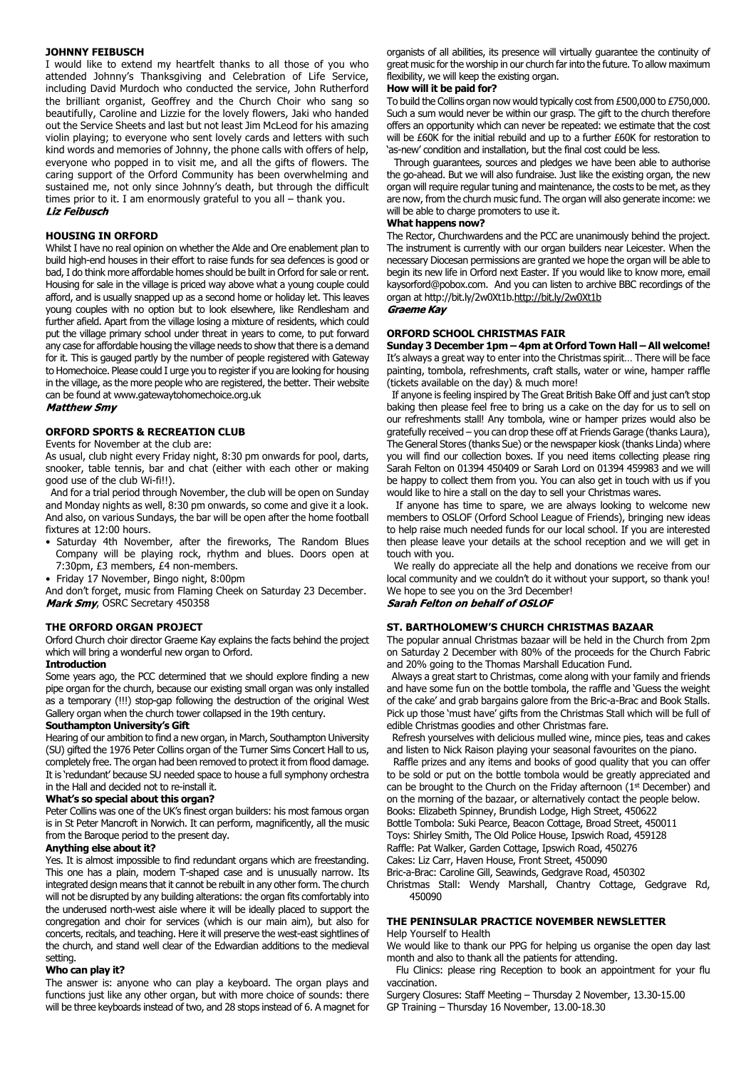## JOHNNY FEIBUSCH

I would like to extend my heartfelt thanks to all those of you who attended Johnny's Thanksgiving and Celebration of Life Service, including David Murdoch who conducted the service, John Rutherford the brilliant organist, Geoffrey and the Church Choir who sang so beautifully, Caroline and Lizzie for the lovely flowers, Jaki who handed out the Service Sheets and last but not least Jim McLeod for his amazing violin playing; to everyone who sent lovely cards and letters with such kind words and memories of Johnny, the phone calls with offers of help, everyone who popped in to visit me, and all the gifts of flowers. The caring support of the Orford Community has been overwhelming and sustained me, not only since Johnny's death, but through the difficult times prior to it. I am enormously grateful to you all – thank you.

***Liz Feibusch***

## HOUSING IN ORFORD

Whilst I have no real opinion on whether the Alde and Ore enablement plan to build high-end houses in their effort to raise funds for sea defences is good or bad, I do think more affordable homes should be built in Orford for sale or rent. Housing for sale in the village is priced way above what a young couple could afford, and is usually snapped up as a second home or holiday let. This leaves young couples with no option but to look elsewhere, like Rendlesham and further afield. Apart from the village losing a mixture of residents, which could put the village primary school under threat in years to come, to put forward any case for affordable housing the village needs to show that there is a demand for it. This is gauged partly by the number of people registered with Gateway to Homechoice. Please could I urge you to register if you are looking for housing in the village, as the more people who are registered, the better. Their website can be found at www.gatewaytohomechoice.org.uk

***Matthew Smy***

## ORFORD SPORTS & RECREATION CLUB

Events for November at the club are:

As usual, club night every Friday night, 8:30 pm onwards for pool, darts, snooker, table tennis, bar and chat (either with each other or making good use of the club Wi-fi!!).

And for a trial period through November, the club will be open on Sunday and Monday nights as well, 8:30 pm onwards, so come and give it a look. And also, on various Sundays, the bar will be open after the home football fixtures at 12:00 hours.

- Saturday 4th November, after the fireworks, The Random Blues Company will be playing rock, rhythm and blues. Doors open at 7:30pm, £3 members, £4 non-members.
- Friday 17 November, Bingo night, 8:00pm

And don't forget, music from Flaming Cheek on Saturday 23 December.

***Mark Smy***, OSRC Secretary 450358

## THE ORFORD ORGAN PROJECT

Orford Church choir director Graeme Kay explains the facts behind the project which will bring a wonderful new organ to Orford.

### Introduction

Some years ago, the PCC determined that we should explore finding a new pipe organ for the church, because our existing small organ was only installed as a temporary (!!!) stop-gap following the destruction of the original West Gallery organ when the church tower collapsed in the 19th century.

### Southampton University's Gift

Hearing of our ambition to find a new organ, in March, Southampton University (SU) gifted the 1976 Peter Collins organ of the Turner Sims Concert Hall to us, completely free. The organ had been removed to protect it from flood damage. It is 'redundant' because SU needed space to house a full symphony orchestra in the Hall and decided not to re-install it.

### What's so special about this organ?

Peter Collins was one of the UK's finest organ builders: his most famous organ is in St Peter Mancroft in Norwich. It can perform, magnificently, all the music from the Baroque period to the present day.

### Anything else about it?

Yes. It is almost impossible to find redundant organs which are freestanding. This one has a plain, modern T-shaped case and is unusually narrow. Its integrated design means that it cannot be rebuilt in any other form. The church will not be disrupted by any building alterations: the organ fits comfortably into the underused north-west aisle where it will be ideally placed to support the congregation and choir for services (which is our main aim), but also for concerts, recitals, and teaching. Here it will preserve the west-east sightlines of the church, and stand well clear of the Edwardian additions to the medieval setting.

### Who can play it?

The answer is: anyone who can play a keyboard. The organ plays and functions just like any other organ, but with more choice of sounds: there will be three keyboards instead of two, and 28 stops instead of 6. A magnet for organists of all abilities, its presence will virtually guarantee the continuity of great music for the worship in our church far into the future. To allow maximum flexibility, we will keep the existing organ.

### How will it be paid for?

To build the Collins organ now would typically cost from £500,000 to £750,000. Such a sum would never be within our grasp. The gift to the church therefore offers an opportunity which can never be repeated: we estimate that the cost will be £60K for the initial rebuild and up to a further £60K for restoration to 'as-new' condition and installation, but the final cost could be less.

Through guarantees, sources and pledges we have been able to authorise the go-ahead. But we will also fundraise. Just like the existing organ, the new organ will require regular tuning and maintenance, the costs to be met, as they are now, from the church music fund. The organ will also generate income: we will be able to charge promoters to use it.

### What happens now?

The Rector, Churchwardens and the PCC are unanimously behind the project. The instrument is currently with our organ builders near Leicester. When the necessary Diocesan permissions are granted we hope the organ will be able to begin its new life in Orford next Easter. If you would like to know more, email kaysorford@pobox.com. And you can listen to archive BBC recordings of the organ at http://bit.ly/2w0Xt1b.http://bit.ly/2w0Xt1b

***Graeme Kay***

## ORFORD SCHOOL CHRISTMAS FAIR

**Sunday 3 December 1pm – 4pm at Orford Town Hall – All welcome!**

It's always a great way to enter into the Christmas spirit… There will be face painting, tombola, refreshments, craft stalls, water or wine, hamper raffle (tickets available on the day) & much more!

If anyone is feeling inspired by The Great British Bake Off and just can't stop baking then please feel free to bring us a cake on the day for us to sell on our refreshments stall! Any tombola, wine or hamper prizes would also be gratefully received – you can drop these off at Friends Garage (thanks Laura), The General Stores (thanks Sue) or the newspaper kiosk (thanks Linda) where you will find our collection boxes. If you need items collecting please ring Sarah Felton on 01394 450409 or Sarah Lord on 01394 459983 and we will be happy to collect them from you. You can also get in touch with us if you would like to hire a stall on the day to sell your Christmas wares.

If anyone has time to spare, we are always looking to welcome new members to OSLOF (Orford School League of Friends), bringing new ideas to help raise much needed funds for our local school. If you are interested then please leave your details at the school reception and we will get in touch with you.

We really do appreciate all the help and donations we receive from our local community and we couldn't do it without your support, so thank you! We hope to see you on the 3rd December!

***Sarah Felton on behalf of OSLOF***

## ST. BARTHOLOMEW'S CHURCH CHRISTMAS BAZAAR

The popular annual Christmas bazaar will be held in the Church from 2pm on Saturday 2 December with 80% of the proceeds for the Church Fabric and 20% going to the Thomas Marshall Education Fund.

Always a great start to Christmas, come along with your family and friends and have some fun on the bottle tombola, the raffle and 'Guess the weight of the cake' and grab bargains galore from the Bric-a-Brac and Book Stalls. Pick up those 'must have' gifts from the Christmas Stall which will be full of edible Christmas goodies and other Christmas fare.

Refresh yourselves with delicious mulled wine, mince pies, teas and cakes and listen to Nick Raison playing your seasonal favourites on the piano.

Raffle prizes and any items and books of good quality that you can offer to be sold or put on the bottle tombola would be greatly appreciated and can be brought to the Church on the Friday afternoon (1st December) and on the morning of the bazaar, or alternatively contact the people below.

Books: Elizabeth Spinney, Brundish Lodge, High Street, 450622
Bottle Tombola: Suki Pearce, Beacon Cottage, Broad Street, 450011
Toys: Shirley Smith, The Old Police House, Ipswich Road, 459128
Raffle: Pat Walker, Garden Cottage, Ipswich Road, 450276
Cakes: Liz Carr, Haven House, Front Street, 450090
Bric-a-Brac: Caroline Gill, Seawinds, Gedgrave Road, 450302
Christmas Stall: Wendy Marshall, Chantry Cottage, Gedgrave Rd, 450090

## THE PENINSULAR PRACTICE NOVEMBER NEWSLETTER

Help Yourself to Health

We would like to thank our PPG for helping us organise the open day last month and also to thank all the patients for attending.

Flu Clinics: please ring Reception to book an appointment for your flu vaccination.

Surgery Closures: Staff Meeting – Thursday 2 November, 13.30-15.00
GP Training – Thursday 16 November, 13.00-18.30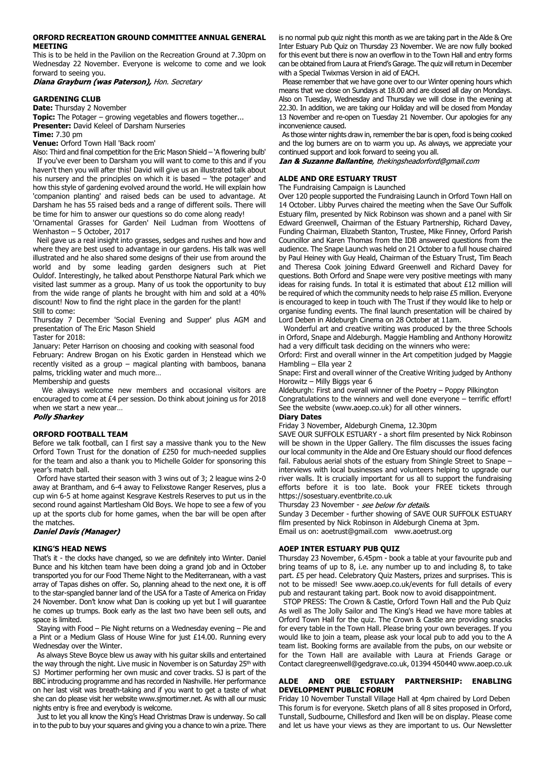## ORFORD RECREATION GROUND COMMITTEE ANNUAL GENERAL MEETING

This is to be held in the Pavilion on the Recreation Ground at 7.30pm on Wednesday 22 November. Everyone is welcome to come and we look forward to seeing you.

***Diana Grayburn (was Paterson),*** *Hon. Secretary*

## GARDENING CLUB

**Date:** Thursday 2 November
**Topic:** The Potager – growing vegetables and flowers together...
**Presenter:** David Keleel of Darsham Nurseries
**Time:** 7.30 pm
**Venue:** Orford Town Hall 'Back room'

Also: Third and final competition for the Eric Mason Shield – 'A flowering bulb'

If you've ever been to Darsham you will want to come to this and if you haven't then you will after this! David will give us an illustrated talk about his nursery and the principles on which it is based – 'the potager' and how this style of gardening evolved around the world. He will explain how 'companion planting' and raised beds can be used to advantage. At Darsham he has 55 raised beds and a range of different soils. There will be time for him to answer our questions so do come along ready!

'Ornamental Grasses for Garden' Neil Ludman from Woottens of Wenhaston – 5 October, 2017

Neil gave us a real insight into grasses, sedges and rushes and how and where they are best used to advantage in our gardens. His talk was well illustrated and he also shared some designs of their use from around the world and by some leading garden designers such at Piet Ouldof. Interestingly, he talked about Pensthorpe Natural Park which we visited last summer as a group. Many of us took the opportunity to buy from the wide range of plants he brought with him and sold at a 40% discount! Now to find the right place in the garden for the plant!

Still to come:

Thursday 7 December 'Social Evening and Supper' plus AGM and presentation of The Eric Mason Shield

Taster for 2018:

January: Peter Harrison on choosing and cooking with seasonal food

February: Andrew Brogan on his Exotic garden in Henstead which we recently visited as a group – magical planting with bamboos, banana palms, trickling water and much more…

Membership and guests

We always welcome new members and occasional visitors are encouraged to come at £4 per session. Do think about joining us for 2018 when we start a new year…

***Polly Sharkey***

## ORFORD FOOTBALL TEAM

Before we talk football, can I first say a massive thank you to the New Orford Town Trust for the donation of £250 for much-needed supplies for the team and also a thank you to Michelle Golder for sponsoring this year's match ball.

Orford have started their season with 3 wins out of 3; 2 league wins 2-0 away at Brantham, and 6-4 away to Felixstowe Ranger Reserves, plus a cup win 6-5 at home against Kesgrave Kestrels Reserves to put us in the second round against Martlesham Old Boys. We hope to see a few of you up at the sports club for home games, when the bar will be open after the matches.

***Daniel Davis (Manager)***

## KING'S HEAD NEWS

That's it - the clocks have changed, so we are definitely into Winter. Daniel Bunce and his kitchen team have been doing a grand job and in October transported you for our Food Theme Night to the Mediterranean, with a vast array of Tapas dishes on offer. So, planning ahead to the next one, it is off to the star-spangled banner land of the USA for a Taste of America on Friday 24 November. Don't know what Dan is cooking up yet but I will guarantee he comes up trumps. Book early as the last two have been sell outs, and space is limited.

Staying with Food – Pie Night returns on a Wednesday evening – Pie and a Pint or a Medium Glass of House Wine for just £14.00. Running every Wednesday over the Winter.

As always Steve Boyce blew us away with his guitar skills and entertained the way through the night. Live music in November is on Saturday 25th with SJ Mortimer performing her own music and cover tracks. SJ is part of the BBC introducing programme and has recorded in Nashville. Her performance on her last visit was breath-taking and if you want to get a taste of what she can do please visit her website www.sjmortimer.net. As with all our music nights entry is free and everybody is welcome.

Just to let you all know the King's Head Christmas Draw is underway. So call in to the pub to buy your squares and giving you a chance to win a prize. There is no normal pub quiz night this month as we are taking part in the Alde & Ore Inter Estuary Pub Quiz on Thursday 23 November. We are now fully booked for this event but there is now an overflow in to the Town Hall and entry forms can be obtained from Laura at Friend's Garage. The quiz will return in December with a Special Twixmas Version in aid of EACH.

Please remember that we have gone over to our Winter opening hours which means that we close on Sundays at 18.00 and are closed all day on Mondays. Also on Tuesday, Wednesday and Thursday we will close in the evening at 22.30. In addition, we are taking our Holiday and will be closed from Monday 13 November and re-open on Tuesday 21 November. Our apologies for any inconvenience caused.

As those winter nights draw in, remember the bar is open, food is being cooked and the log burners are on to warm you up. As always, we appreciate your continued support and look forward to seeing you all.

***Ian & Suzanne Ballantine****, thekingsheadorford@gmail.com*

## ALDE AND ORE ESTUARY TRUST

The Fundraising Campaign is Launched

Over 120 people supported the Fundraising Launch in Orford Town Hall on 14 October. Libby Purves chaired the meeting when the Save Our Suffolk Estuary film, presented by Nick Robinson was shown and a panel with Sir Edward Greenwell, Chairman of the Estuary Partnership, Richard Davey, Funding Chairman, Elizabeth Stanton, Trustee, Mike Finney, Orford Parish Councillor and Karen Thomas from the IDB answered questions from the audience. The Snape Launch was held on 21 October to a full house chaired by Paul Heiney with Guy Heald, Chairman of the Estuary Trust, Tim Beach and Theresa Cook joining Edward Greenwell and Richard Davey for questions. Both Orford and Snape were very positive meetings with many ideas for raising funds. In total it is estimated that about £12 million will be required of which the community needs to help raise £5 million. Everyone is encouraged to keep in touch with The Trust if they would like to help or organise funding events. The final launch presentation will be chaired by Lord Deben in Aldeburgh Cinema on 28 October at 11am.

Wonderful art and creative writing was produced by the three Schools in Orford, Snape and Aldeburgh. Maggie Hambling and Anthony Horowitz had a very difficult task deciding on the winners who were:

Orford: First and overall winner in the Art competition judged by Maggie Hambling – Ella year 2

Snape: First and overall winner of the Creative Writing judged by Anthony Horowitz – Milly Biggs year 6

Aldeburgh: First and overall winner of the Poetry – Poppy Pilkington

Congratulations to the winners and well done everyone – terrific effort! See the website (www.aoep.co.uk) for all other winners.

**Diary Dates**

Friday 3 November, Aldeburgh Cinema, 12.30pm

SAVE OUR SUFFOLK ESTUARY - a short film presented by Nick Robinson will be shown in the Upper Gallery. The film discusses the issues facing our local community in the Alde and Ore Estuary should our flood defences fail. Fabulous aerial shots of the estuary from Shingle Street to Snape – interviews with local businesses and volunteers helping to upgrade our river walls. It is crucially important for us all to support the fundraising efforts before it is too late. Book your FREE tickets through https://sosestuary.eventbrite.co.uk

Thursday 23 November - *see below for details.*

Sunday 3 December - further showing of SAVE OUR SUFFOLK ESTUARY film presented by Nick Robinson in Aldeburgh Cinema at 3pm.

Email us on: aoetrust@gmail.com www.aoetrust.org

## AOEP INTER ESTUARY PUB QUIZ

Thursday 23 November, 6.45pm - book a table at your favourite pub and bring teams of up to 8, i.e. any number up to and including 8, to take part. £5 per head. Celebratory Quiz Masters, prizes and surprises. This is not to be missed! See www.aoep.co.uk/events for full details of every pub and restaurant taking part. Book now to avoid disappointment.

STOP PRESS: The Crown & Castle, Orford Town Hall and the Pub Quiz As well as The Jolly Sailor and The King's Head we have more tables at Orford Town Hall for the quiz. The Crown & Castle are providing snacks for every table in the Town Hall. Please bring your own beverages. If you would like to join a team, please ask your local pub to add you to the A team list. Booking forms are available from the pubs, on our website or for the Town Hall are available with Laura at Friends Garage or Contact claregreenwell@gedgrave.co.uk, 01394 450440 www.aoep.co.uk

## ALDE AND ORE ESTUARY PARTNERSHIP: ENABLING DEVELOPMENT PUBLIC FORUM

Friday 10 November Tunstall Village Hall at 4pm chaired by Lord Deben

This forum is for everyone. Sketch plans of all 8 sites proposed in Orford, Tunstall, Sudbourne, Chillesford and Iken will be on display. Please come and let us have your views as they are important to us. Our Newsletter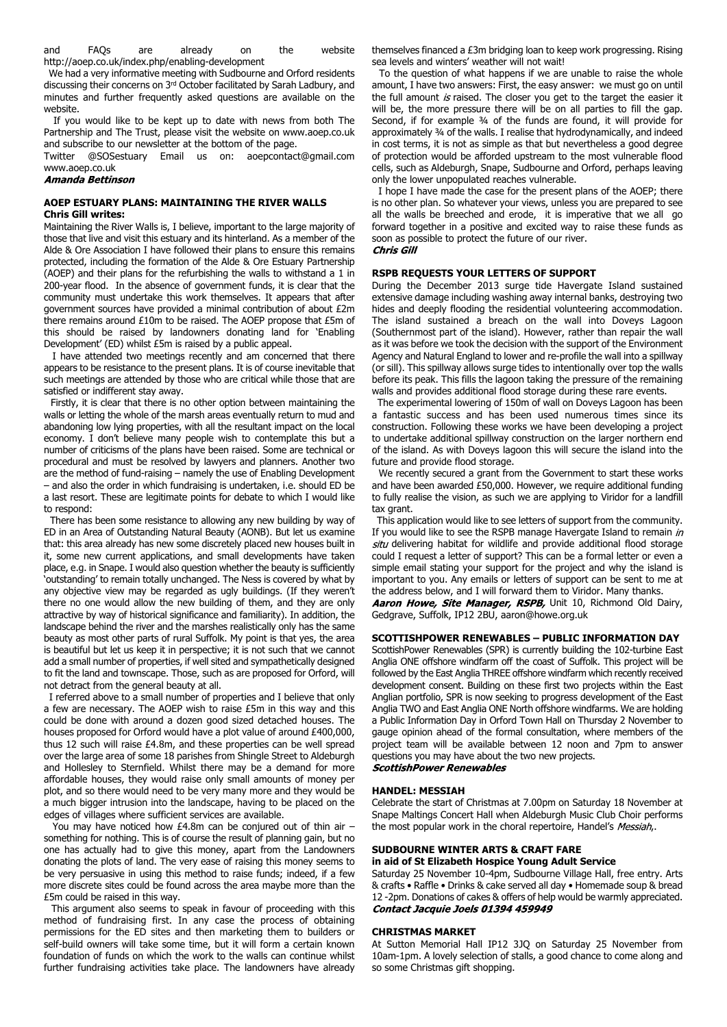and FAQs are already on the website http://aoep.co.uk/index.php/enabling-development

We had a very informative meeting with Sudbourne and Orford residents discussing their concerns on 3rd October facilitated by Sarah Ladbury, and minutes and further frequently asked questions are available on the website.

If you would like to be kept up to date with news from both The Partnership and The Trust, please visit the website on www.aoep.co.uk and subscribe to our newsletter at the bottom of the page.

Twitter @SOSestuary Email us on: aoepcontact@gmail.com www.aoep.co.uk

***Amanda Bettinson***

## AOEP ESTUARY PLANS: MAINTAINING THE RIVER WALLS

**Chris Gill writes:**

Maintaining the River Walls is, I believe, important to the large majority of those that live and visit this estuary and its hinterland. As a member of the Alde & Ore Association I have followed their plans to ensure this remains protected, including the formation of the Alde & Ore Estuary Partnership (AOEP) and their plans for the refurbishing the walls to withstand a 1 in 200-year flood. In the absence of government funds, it is clear that the community must undertake this work themselves. It appears that after government sources have provided a minimal contribution of about £2m there remains around £10m to be raised. The AOEP propose that £5m of this should be raised by landowners donating land for 'Enabling Development' (ED) whilst £5m is raised by a public appeal.

I have attended two meetings recently and am concerned that there appears to be resistance to the present plans. It is of course inevitable that such meetings are attended by those who are critical while those that are satisfied or indifferent stay away.

Firstly, it is clear that there is no other option between maintaining the walls or letting the whole of the marsh areas eventually return to mud and abandoning low lying properties, with all the resultant impact on the local economy. I don't believe many people wish to contemplate this but a number of criticisms of the plans have been raised. Some are technical or procedural and must be resolved by lawyers and planners. Another two are the method of fund-raising – namely the use of Enabling Development – and also the order in which fundraising is undertaken, i.e. should ED be a last resort. These are legitimate points for debate to which I would like to respond:

There has been some resistance to allowing any new building by way of ED in an Area of Outstanding Natural Beauty (AONB). But let us examine that: this area already has new some discretely placed new houses built in it, some new current applications, and small developments have taken place, e.g. in Snape. I would also question whether the beauty is sufficiently 'outstanding' to remain totally unchanged. The Ness is covered by what by any objective view may be regarded as ugly buildings. (If they weren't there no one would allow the new building of them, and they are only attractive by way of historical significance and familiarity). In addition, the landscape behind the river and the marshes realistically only has the same beauty as most other parts of rural Suffolk. My point is that yes, the area is beautiful but let us keep it in perspective; it is not such that we cannot add a small number of properties, if well sited and sympathetically designed to fit the land and townscape. Those, such as are proposed for Orford, will not detract from the general beauty at all.

I referred above to a small number of properties and I believe that only a few are necessary. The AOEP wish to raise £5m in this way and this could be done with around a dozen good sized detached houses. The houses proposed for Orford would have a plot value of around £400,000, thus 12 such will raise £4.8m, and these properties can be well spread over the large area of some 18 parishes from Shingle Street to Aldeburgh and Hollesley to Sternfield. Whilst there may be a demand for more affordable houses, they would raise only small amounts of money per plot, and so there would need to be very many more and they would be a much bigger intrusion into the landscape, having to be placed on the edges of villages where sufficient services are available.

You may have noticed how £4.8m can be conjured out of thin air – something for nothing. This is of course the result of planning gain, but no one has actually had to give this money, apart from the Landowners donating the plots of land. The very ease of raising this money seems to be very persuasive in using this method to raise funds; indeed, if a few more discrete sites could be found across the area maybe more than the £5m could be raised in this way.

This argument also seems to speak in favour of proceeding with this method of fundraising first. In any case the process of obtaining permissions for the ED sites and then marketing them to builders or self-build owners will take some time, but it will form a certain known foundation of funds on which the work to the walls can continue whilst further fundraising activities take place. The landowners have already themselves financed a £3m bridging loan to keep work progressing. Rising sea levels and winters' weather will not wait!

To the question of what happens if we are unable to raise the whole amount, I have two answers: First, the easy answer: we must go on until the full amount *is* raised. The closer you get to the target the easier it will be, the more pressure there will be on all parties to fill the gap. Second, if for example ¾ of the funds are found, it will provide for approximately ¾ of the walls. I realise that hydrodynamically, and indeed in cost terms, it is not as simple as that but nevertheless a good degree of protection would be afforded upstream to the most vulnerable flood cells, such as Aldeburgh, Snape, Sudbourne and Orford, perhaps leaving only the lower unpopulated reaches vulnerable.

I hope I have made the case for the present plans of the AOEP; there is no other plan. So whatever your views, unless you are prepared to see all the walls be breeched and erode, it is imperative that we all go forward together in a positive and excited way to raise these funds as soon as possible to protect the future of our river.

***Chris Gill***

## RSPB REQUESTS YOUR LETTERS OF SUPPORT

During the December 2013 surge tide Havergate Island sustained extensive damage including washing away internal banks, destroying two hides and deeply flooding the residential volunteering accommodation. The island sustained a breach on the wall into Doveys Lagoon (Southernmost part of the island). However, rather than repair the wall as it was before we took the decision with the support of the Environment Agency and Natural England to lower and re-profile the wall into a spillway (or sill). This spillway allows surge tides to intentionally over top the walls before its peak. This fills the lagoon taking the pressure of the remaining walls and provides additional flood storage during these rare events.

The experimental lowering of 150m of wall on Doveys Lagoon has been a fantastic success and has been used numerous times since its construction. Following these works we have been developing a project to undertake additional spillway construction on the larger northern end of the island. As with Doveys lagoon this will secure the island into the future and provide flood storage.

We recently secured a grant from the Government to start these works and have been awarded £50,000. However, we require additional funding to fully realise the vision, as such we are applying to Viridor for a landfill tax grant.

This application would like to see letters of support from the community. If you would like to see the RSPB manage Havergate Island to remain *in situ* delivering habitat for wildlife and provide additional flood storage could I request a letter of support? This can be a formal letter or even a simple email stating your support for the project and why the island is important to you. Any emails or letters of support can be sent to me at the address below, and I will forward them to Viridor. Many thanks.

***Aaron Howe, Site Manager, RSPB,*** Unit 10, Richmond Old Dairy, Gedgrave, Suffolk, IP12 2BU, aaron@howe.org.uk

## SCOTTISHPOWER RENEWABLES – PUBLIC INFORMATION DAY

ScottishPower Renewables (SPR) is currently building the 102-turbine East Anglia ONE offshore windfarm off the coast of Suffolk. This project will be followed by the East Anglia THREE offshore windfarm which recently received development consent. Building on these first two projects within the East Anglian portfolio, SPR is now seeking to progress development of the East Anglia TWO and East Anglia ONE North offshore windfarms. We are holding a Public Information Day in Orford Town Hall on Thursday 2 November to gauge opinion ahead of the formal consultation, where members of the project team will be available between 12 noon and 7pm to answer questions you may have about the two new projects.

***ScottishPower Renewables***

## HANDEL: MESSIAH

Celebrate the start of Christmas at 7.00pm on Saturday 18 November at Snape Maltings Concert Hall when Aldeburgh Music Club Choir performs the most popular work in the choral repertoire, Handel's *Messiah*,.

## SUDBOURNE WINTER ARTS & CRAFT FARE

**in aid of St Elizabeth Hospice Young Adult Service**

Saturday 25 November 10-4pm, Sudbourne Village Hall, free entry. Arts & crafts • Raffle • Drinks & cake served all day • Homemade soup & bread 12 -2pm. Donations of cakes & offers of help would be warmly appreciated.

***Contact Jacquie Joels 01394 459949***

## CHRISTMAS MARKET

At Sutton Memorial Hall IP12 3JQ on Saturday 25 November from 10am-1pm. A lovely selection of stalls, a good chance to come along and so some Christmas gift shopping.